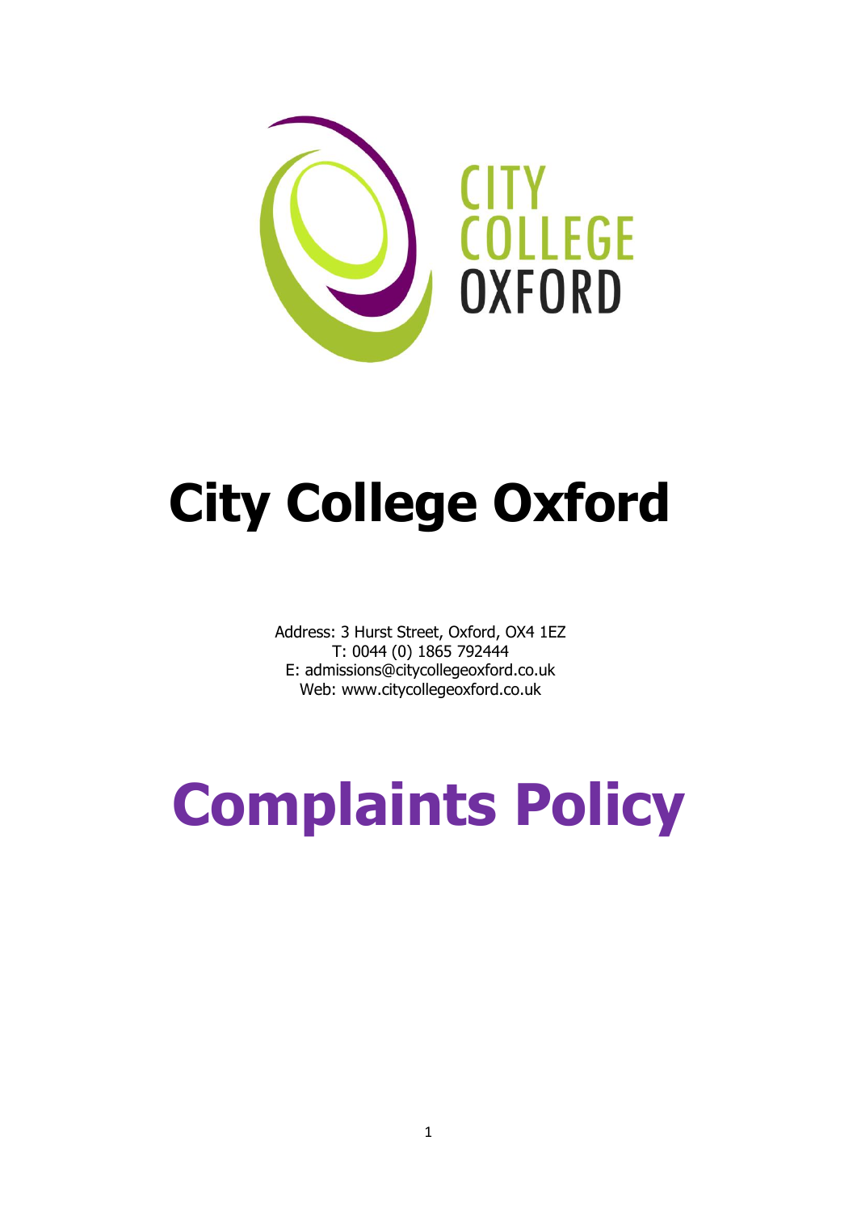# City College Oxford

Address: 3 Hurst Street, Oxford, OX4 1EZ
T: 0044 (0) 1865 792444
E: admissions@citycollegeoxford.co.uk
Web: www.citycollegeoxford.co.uk

# Complaints Policy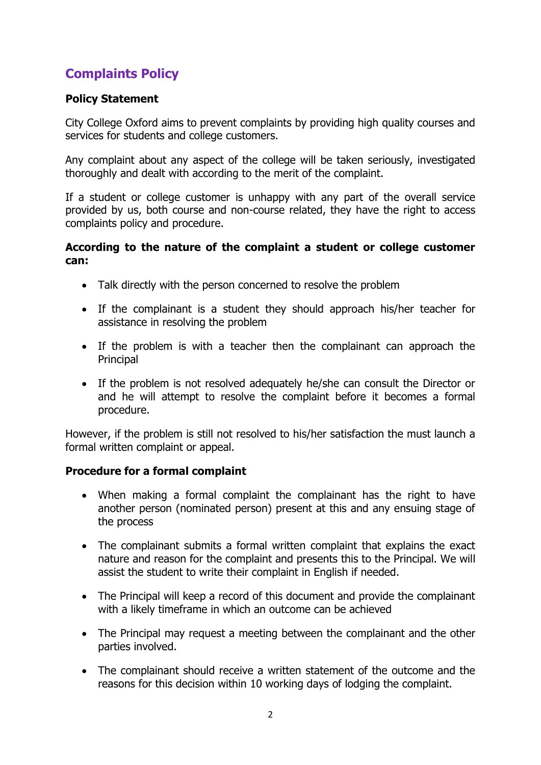## Complaints Policy

**Policy Statement**

City College Oxford aims to prevent complaints by providing high quality courses and services for students and college customers.

Any complaint about any aspect of the college will be taken seriously, investigated thoroughly and dealt with according to the merit of the complaint.

If a student or college customer is unhappy with any part of the overall service provided by us, both course and non-course related, they have the right to access complaints policy and procedure.

**According to the nature of the complaint a student or college customer can:**

- Talk directly with the person concerned to resolve the problem
- If the complainant is a student they should approach his/her teacher for assistance in resolving the problem
- If the problem is with a teacher then the complainant can approach the Principal
- If the problem is not resolved adequately he/she can consult the Director or and he will attempt to resolve the complaint before it becomes a formal procedure.

However, if the problem is still not resolved to his/her satisfaction the must launch a formal written complaint or appeal.

**Procedure for a formal complaint**

- When making a formal complaint the complainant has the right to have another person (nominated person) present at this and any ensuing stage of the process
- The complainant submits a formal written complaint that explains the exact nature and reason for the complaint and presents this to the Principal. We will assist the student to write their complaint in English if needed.
- The Principal will keep a record of this document and provide the complainant with a likely timeframe in which an outcome can be achieved
- The Principal may request a meeting between the complainant and the other parties involved.
- The complainant should receive a written statement of the outcome and the reasons for this decision within 10 working days of lodging the complaint.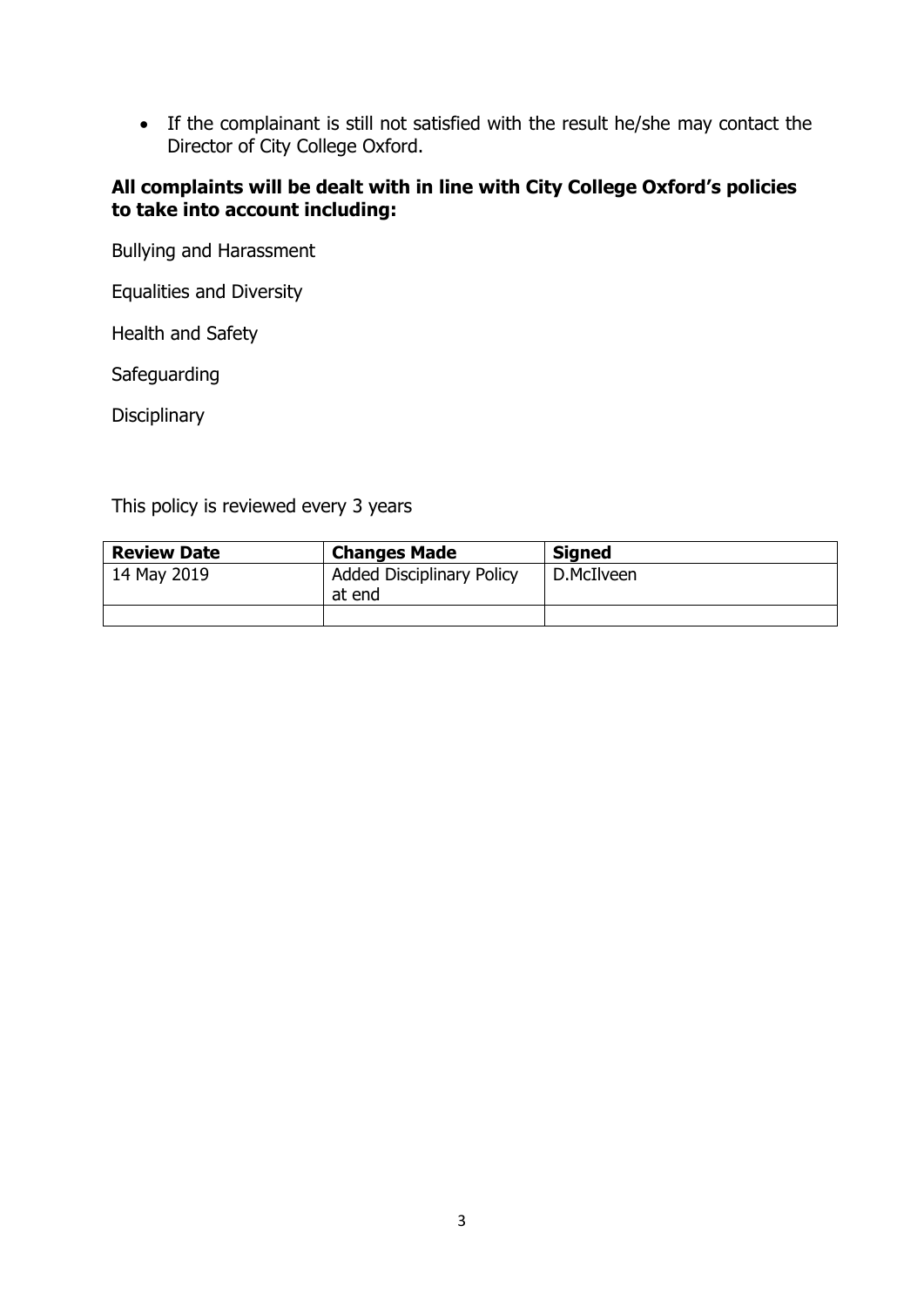- If the complainant is still not satisfied with the result he/she may contact the Director of City College Oxford.

**All complaints will be dealt with in line with City College Oxford's policies to take into account including:**

Bullying and Harassment

Equalities and Diversity

Health and Safety

Safeguarding

Disciplinary

This policy is reviewed every 3 years

| Review Date | Changes Made | Signed |
|---|---|---|
| 14 May 2019 | Added Disciplinary Policy at end | D.McIlveen |
| | | |